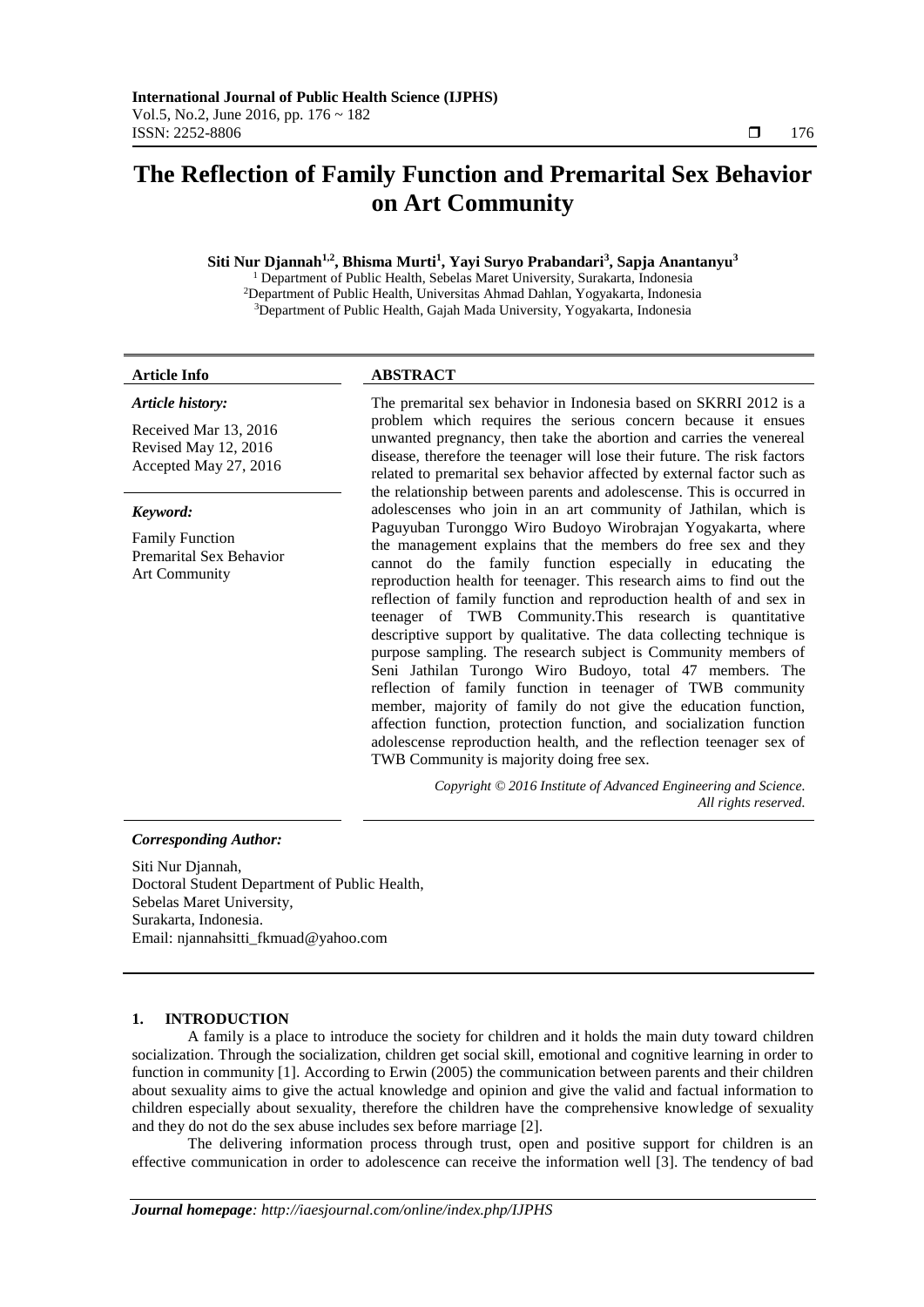# The Reflection of Family Function and Premarital Sex Behavior on Art Community

**Siti Nur Djannah[1,2], Bhisma Murti[1], Yayi Suryo Prabandari[3], Sapja Anantanyu[3]**

[1] Department of Public Health, Sebelas Maret University, Surakarta, Indonesia
[2]Department of Public Health, Universitas Ahmad Dahlan, Yogyakarta, Indonesia
[3]Department of Public Health, Gajah Mada University, Yogyakarta, Indonesia

**Article Info**

*Article history:*

Received Mar 13, 2016
Revised May 12, 2016
Accepted May 27, 2016

*Keyword:*

Family Function
Premarital Sex Behavior
Art Community

**ABSTRACT**

The premarital sex behavior in Indonesia based on SKRRI 2012 is a problem which requires the serious concern because it ensues unwanted pregnancy, then take the abortion and carries the venereal disease, therefore the teenager will lose their future. The risk factors related to premarital sex behavior affected by external factor such as the relationship between parents and adolescense. This is occurred in adolescenses who join in an art community of Jathilan, which is Paguyuban Turonggo Wiro Budoyo Wirobrajan Yogyakarta, where the management explains that the members do free sex and they cannot do the family function especially in educating the reproduction health for teenager. This research aims to find out the reflection of family function and reproduction health of and sex in teenager of TWB Community.This research is quantitative descriptive support by qualitative. The data collecting technique is purpose sampling. The research subject is Community members of Seni Jathilan Turongo Wiro Budoyo, total 47 members. The reflection of family function in teenager of TWB community member, majority of family do not give the education function, affection function, protection function, and socialization function adolescense reproduction health, and the reflection teenager sex of TWB Community is majority doing free sex.

*Copyright © 2016 Institute of Advanced Engineering and Science. All rights reserved.*

*Corresponding Author:*

Siti Nur Djannah,
Doctoral Student Department of Public Health,
Sebelas Maret University,
Surakarta, Indonesia.
Email: njannahsitti_fkmuad@yahoo.com

## 1. INTRODUCTION

A family is a place to introduce the society for children and it holds the main duty toward children socialization. Through the socialization, children get social skill, emotional and cognitive learning in order to function in community [1]. According to Erwin (2005) the communication between parents and their children about sexuality aims to give the actual knowledge and opinion and give the valid and factual information to children especially about sexuality, therefore the children have the comprehensive knowledge of sexuality and they do not do the sex abuse includes sex before marriage [2].

The delivering information process through trust, open and positive support for children is an effective communication in order to adolescence can receive the information well [3]. The tendency of bad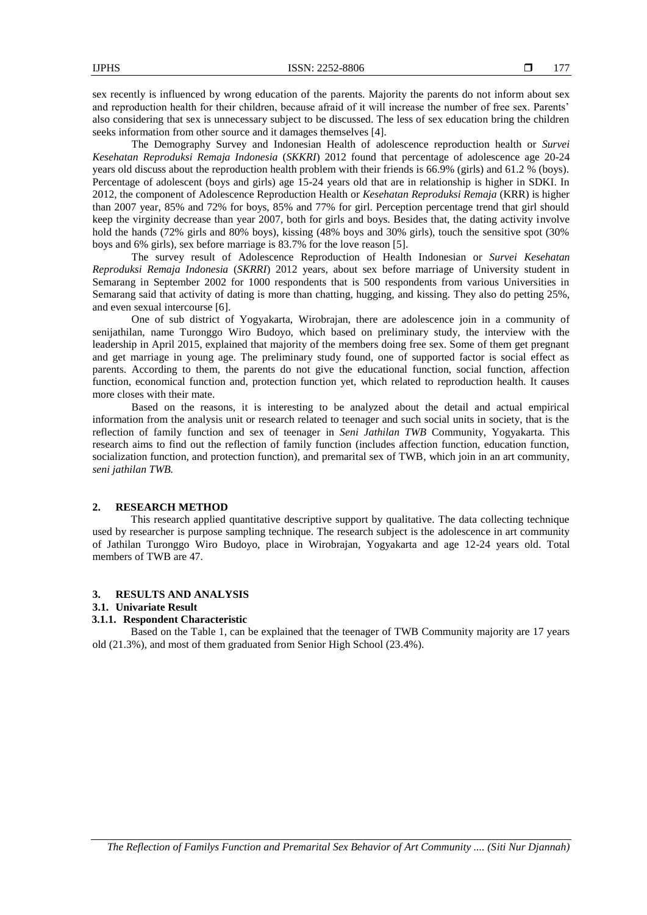sex recently is influenced by wrong education of the parents. Majority the parents do not inform about sex and reproduction health for their children, because afraid of it will increase the number of free sex. Parents' also considering that sex is unnecessary subject to be discussed. The less of sex education bring the children seeks information from other source and it damages themselves [4].

The Demography Survey and Indonesian Health of adolescence reproduction health or *Survei Kesehatan Reproduksi Remaja Indonesia* (*SKKRI*) 2012 found that percentage of adolescence age 20-24 years old discuss about the reproduction health problem with their friends is 66.9% (girls) and 61.2 % (boys). Percentage of adolescent (boys and girls) age 15-24 years old that are in relationship is higher in SDKI. In 2012, the component of Adolescence Reproduction Health or *Kesehatan Reproduksi Remaja* (KRR) is higher than 2007 year, 85% and 72% for boys, 85% and 77% for girl. Perception percentage trend that girl should keep the virginity decrease than year 2007, both for girls and boys. Besides that, the dating activity involve hold the hands (72% girls and 80% boys), kissing (48% boys and 30% girls), touch the sensitive spot (30% boys and 6% girls), sex before marriage is 83.7% for the love reason [5].

The survey result of Adolescence Reproduction of Health Indonesian or *Survei Kesehatan Reproduksi Remaja Indonesia* (*SKRRI*) 2012 years, about sex before marriage of University student in Semarang in September 2002 for 1000 respondents that is 500 respondents from various Universities in Semarang said that activity of dating is more than chatting, hugging, and kissing. They also do petting 25%, and even sexual intercourse [6].

One of sub district of Yogyakarta, Wirobrajan, there are adolescence join in a community of senijathilan, name Turonggo Wiro Budoyo, which based on preliminary study, the interview with the leadership in April 2015, explained that majority of the members doing free sex. Some of them get pregnant and get marriage in young age. The preliminary study found, one of supported factor is social effect as parents. According to them, the parents do not give the educational function, social function, affection function, economical function and, protection function yet, which related to reproduction health. It causes more closes with their mate.

Based on the reasons, it is interesting to be analyzed about the detail and actual empirical information from the analysis unit or research related to teenager and such social units in society, that is the reflection of family function and sex of teenager in *Seni Jathilan TWB* Community, Yogyakarta. This research aims to find out the reflection of family function (includes affection function, education function, socialization function, and protection function), and premarital sex of TWB, which join in an art community, *seni jathilan TWB.*

## 2. RESEARCH METHOD

This research applied quantitative descriptive support by qualitative. The data collecting technique used by researcher is purpose sampling technique. The research subject is the adolescence in art community of Jathilan Turonggo Wiro Budoyo, place in Wirobrajan, Yogyakarta and age 12-24 years old. Total members of TWB are 47.

## 3. RESULTS AND ANALYSIS

### 3.1. Univariate Result

#### 3.1.1. Respondent Characteristic

Based on the Table 1, can be explained that the teenager of TWB Community majority are 17 years old (21.3%), and most of them graduated from Senior High School (23.4%).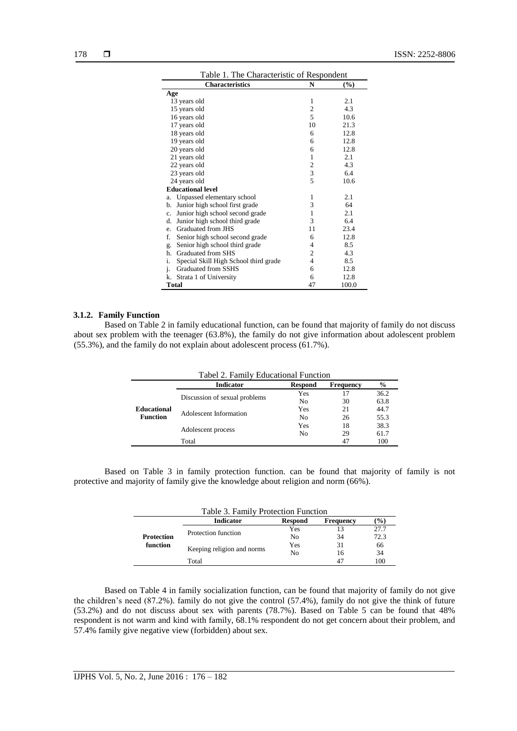Table 1. The Characteristic of Respondent

| Characteristics | N | (%) |
|---|---|---|
| **Age** | | |
| 13 years old | 1 | 2.1 |
| 15 years old | 2 | 4.3 |
| 16 years old | 5 | 10.6 |
| 17 years old | 10 | 21.3 |
| 18 years old | 6 | 12.8 |
| 19 years old | 6 | 12.8 |
| 20 years old | 6 | 12.8 |
| 21 years old | 1 | 2.1 |
| 22 years old | 2 | 4.3 |
| 23 years old | 3 | 6.4 |
| 24 years old | 5 | 10.6 |
| **Educational level** | | |
| a. Unpassed elementary school | 1 | 2.1 |
| b. Junior high school first grade | 3 | 64 |
| c. Junior high school second grade | 1 | 2.1 |
| d. Junior high school third grade | 3 | 6.4 |
| e. Graduated from JHS | 11 | 23.4 |
| f. Senior high school second grade | 6 | 12.8 |
| g. Senior high school third grade | 4 | 8.5 |
| h. Graduated from SHS | 2 | 4.3 |
| i. Special Skill High School third grade | 4 | 8.5 |
| j. Graduated from SSHS | 6 | 12.8 |
| k. Strata 1 of University | 6 | 12.8 |
| **Total** | 47 | 100.0 |

### 3.1.2. Family Function

Based on Table 2 in family educational function, can be found that majority of family do not discuss about sex problem with the teenager (63.8%), the family do not give information about adolescent problem (55.3%), and the family do not explain about adolescent process (61.7%).

Tabel 2. Family Educational Function

| | Indicator | Respond | Frequency | % |
|---|---|---|---|---|
| **Educational Function** | Discussion of sexual problems | Yes | 17 | 36.2 |
| | | No | 30 | 63.8 |
| | Adolescent Information | Yes | 21 | 44.7 |
| | | No | 26 | 55.3 |
| | Adolescent process | Yes | 18 | 38.3 |
| | | No | 29 | 61.7 |
| | Total | | 47 | 100 |

Based on Table 3 in family protection function. can be found that majority of family is not protective and majority of family give the knowledge about religion and norm (66%).

Table 3. Family Protection Function

| | Indicator | Respond | Frequency | (%) |
|---|---|---|---|---|
| **Protection function** | Protection function | Yes | 13 | 27.7 |
| | | No | 34 | 72.3 |
| | Keeping religion and norms | Yes | 31 | 66 |
| | | No | 16 | 34 |
| | Total | | 47 | 100 |

Based on Table 4 in family socialization function, can be found that majority of family do not give the children's need (87.2%). family do not give the control (57.4%), family do not give the think of future (53.2%) and do not discuss about sex with parents (78.7%). Based on Table 5 can be found that 48% respondent is not warm and kind with family, 68.1% respondent do not get concern about their problem, and 57.4% family give negative view (forbidden) about sex.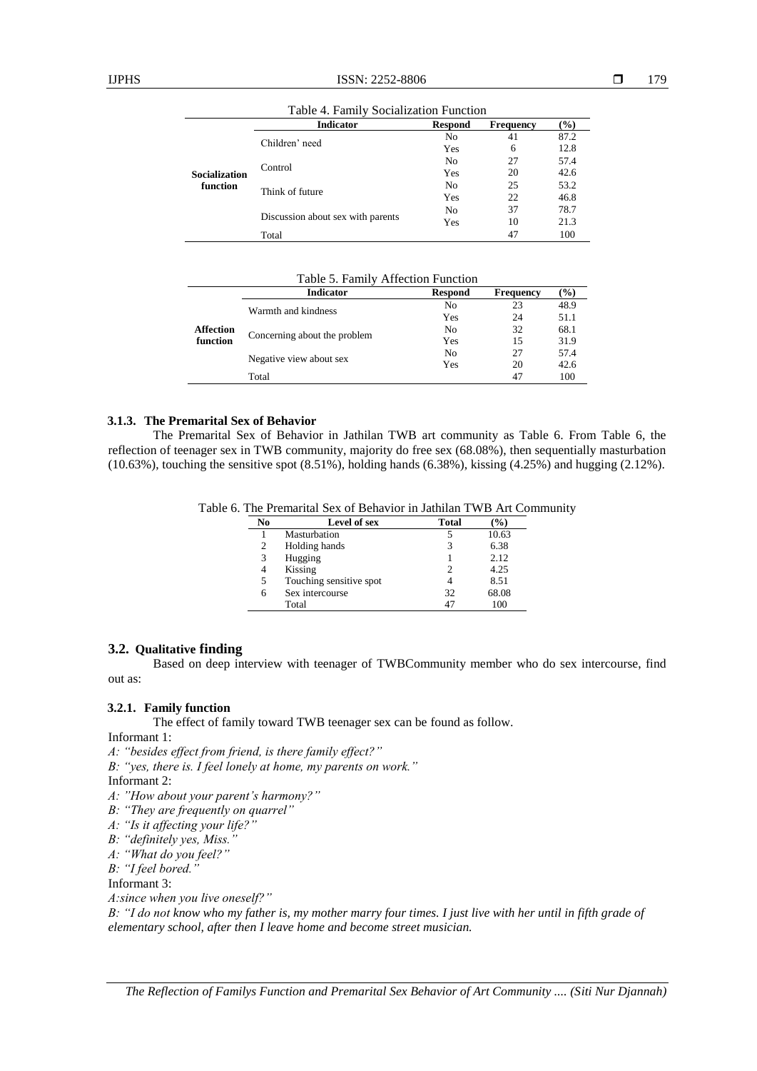Table 4. Family Socialization Function

| | Indicator | Respond | Frequency | (%) |
|---|---|---|---|---|
| **Socialization function** | Children' need | No | 41 | 87.2 |
| | | Yes | 6 | 12.8 |
| | Control | No | 27 | 57.4 |
| | | Yes | 20 | 42.6 |
| | Think of future | No | 25 | 53.2 |
| | | Yes | 22 | 46.8 |
| | Discussion about sex with parents | No | 37 | 78.7 |
| | | Yes | 10 | 21.3 |
| | Total | | 47 | 100 |

Table 5. Family Affection Function

| | Indicator | Respond | Frequency | (%) |
|---|---|---|---|---|
| **Affection function** | Warmth and kindness | No | 23 | 48.9 |
| | | Yes | 24 | 51.1 |
| | Concerning about the problem | No | 32 | 68.1 |
| | | Yes | 15 | 31.9 |
| | Negative view about sex | No | 27 | 57.4 |
| | | Yes | 20 | 42.6 |
| | Total | | 47 | 100 |

### 3.1.3. The Premarital Sex of Behavior

The Premarital Sex of Behavior in Jathilan TWB art community as Table 6. From Table 6, the reflection of teenager sex in TWB community, majority do free sex (68.08%), then sequentially masturbation (10.63%), touching the sensitive spot (8.51%), holding hands (6.38%), kissing (4.25%) and hugging (2.12%).

Table 6. The Premarital Sex of Behavior in Jathilan TWB Art Community

| No | Level of sex | Total | (%) |
|---|---|---|---|
| 1 | Masturbation | 5 | 10.63 |
| 2 | Holding hands | 3 | 6.38 |
| 3 | Hugging | 1 | 2.12 |
| 4 | Kissing | 2 | 4.25 |
| 5 | Touching sensitive spot | 4 | 8.51 |
| 6 | Sex intercourse | 32 | 68.08 |
| | Total | 47 | 100 |

## 3.2. Qualitative finding

Based on deep interview with teenager of TWBCommunity member who do sex intercourse, find out as:

### 3.2.1. Family function

The effect of family toward TWB teenager sex can be found as follow.

Informant 1:

*A: "besides effect from friend, is there family effect?"*

*B: "yes, there is. I feel lonely at home, my parents on work."*

Informant 2:

*A: "How about your parent's harmony?"*

*B: "They are frequently on quarrel"*

*A: "Is it affecting your life?"*

*B: "definitely yes, Miss."*

*A: "What do you feel?"*

*B: "I feel bored."*

Informant 3:

*A:since when you live oneself?"*

*B: "I do not know who my father is, my mother marry four times. I just live with her until in fifth grade of elementary school, after then I leave home and become street musician.*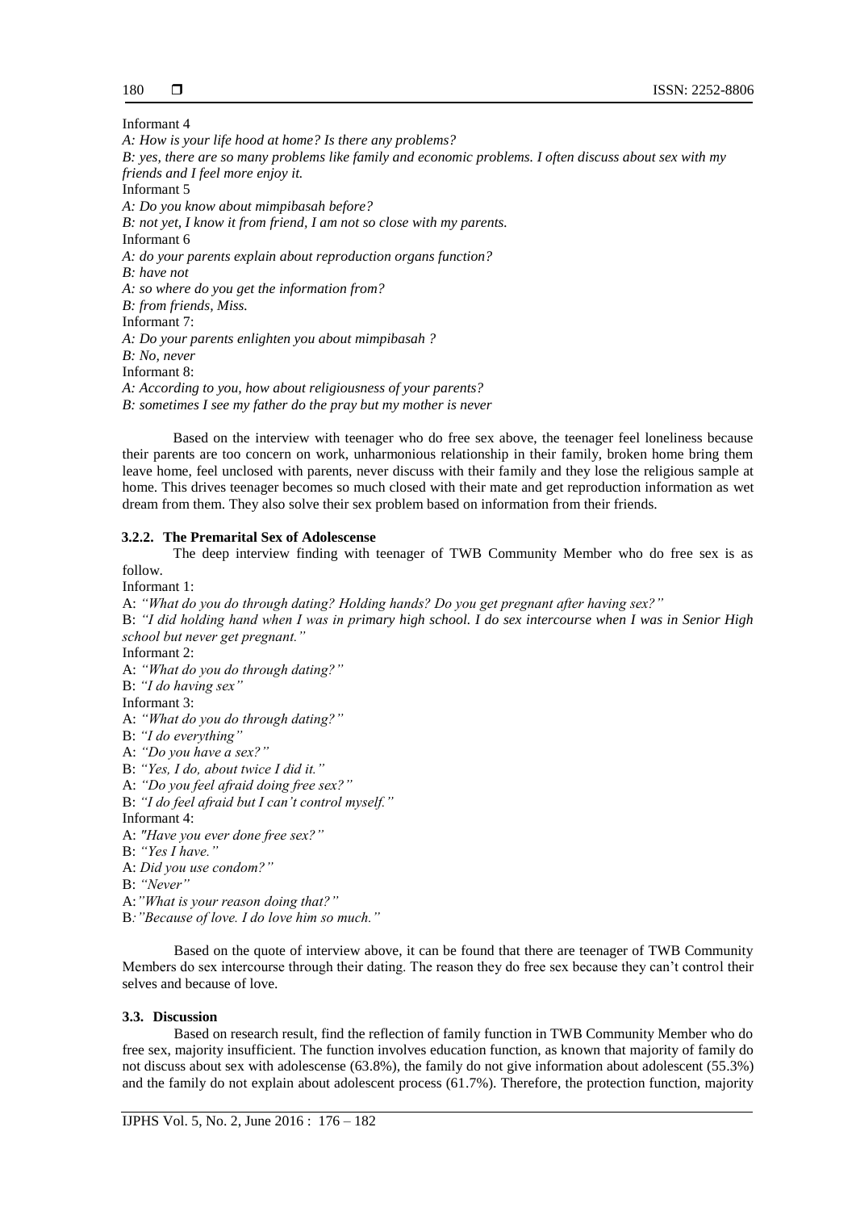Informant 4

*A: How is your life hood at home? Is there any problems?*

*B: yes, there are so many problems like family and economic problems. I often discuss about sex with my friends and I feel more enjoy it.*

Informant 5

*A: Do you know about mimpibasah before?*

*B: not yet, I know it from friend, I am not so close with my parents.*

Informant 6

*A: do your parents explain about reproduction organs function?*

*B: have not*

*A: so where do you get the information from?*

*B: from friends, Miss.*

Informant 7:

*A: Do your parents enlighten you about mimpibasah ?*

*B: No, never*

Informant 8:

*A: According to you, how about religiousness of your parents?*

*B: sometimes I see my father do the pray but my mother is never*

Based on the interview with teenager who do free sex above, the teenager feel loneliness because their parents are too concern on work, unharmonious relationship in their family, broken home bring them leave home, feel unclosed with parents, never discuss with their family and they lose the religious sample at home. This drives teenager becomes so much closed with their mate and get reproduction information as wet dream from them. They also solve their sex problem based on information from their friends.

### 3.2.2. The Premarital Sex of Adolescense

The deep interview finding with teenager of TWB Community Member who do free sex is as follow.

Informant 1:

A: *"What do you do through dating? Holding hands? Do you get pregnant after having sex?"*

B: *"I did holding hand when I was in primary high school. I do sex intercourse when I was in Senior High school but never get pregnant."*

Informant 2:

A: *"What do you do through dating?"*

B: *"I do having sex"*

Informant 3:

A: *"What do you do through dating?"*

B: *"I do everything"*

A: *"Do you have a sex?"*

B: *"Yes, I do, about twice I did it."*

A: *"Do you feel afraid doing free sex?"*

B: *"I do feel afraid but I can't control myself."*

Informant 4:

A: *"Have you ever done free sex?"*

B: *"Yes I have."*

A: *Did you use condom?"*

B: *"Never"*

A: *"What is your reason doing that?"*

B: *"Because of love. I do love him so much."*

Based on the quote of interview above, it can be found that there are teenager of TWB Community Members do sex intercourse through their dating. The reason they do free sex because they can't control their selves and because of love.

## 3.3. Discussion

Based on research result, find the reflection of family function in TWB Community Member who do free sex, majority insufficient. The function involves education function, as known that majority of family do not discuss about sex with adolescense (63.8%), the family do not give information about adolescent (55.3%) and the family do not explain about adolescent process (61.7%). Therefore, the protection function, majority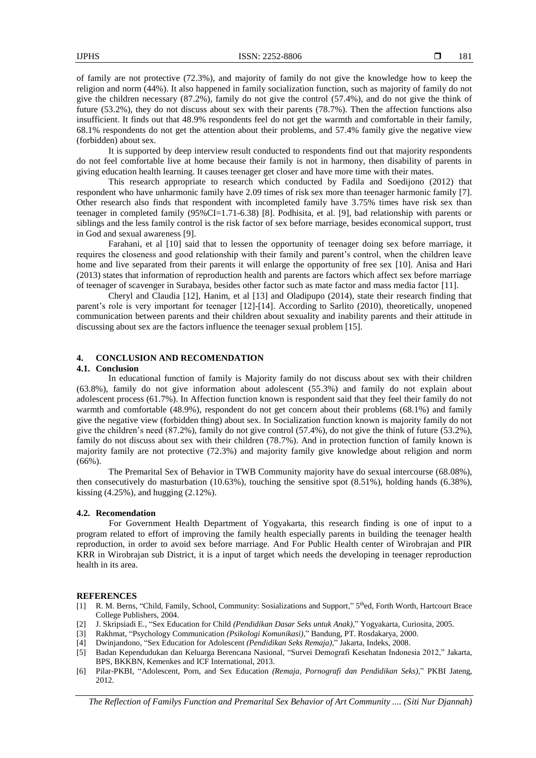of family are not protective (72.3%), and majority of family do not give the knowledge how to keep the religion and norm (44%). It also happened in family socialization function, such as majority of family do not give the children necessary (87.2%), family do not give the control (57.4%), and do not give the think of future (53.2%), they do not discuss about sex with their parents (78.7%). Then the affection functions also insufficient. It finds out that 48.9% respondents feel do not get the warmth and comfortable in their family, 68.1% respondents do not get the attention about their problems, and 57.4% family give the negative view (forbidden) about sex.

It is supported by deep interview result conducted to respondents find out that majority respondents do not feel comfortable live at home because their family is not in harmony, then disability of parents in giving education health learning. It causes teenager get closer and have more time with their mates.

This research appropriate to research which conducted by Fadila and Soedijono (2012) that respondent who have unharmonic family have 2.09 times of risk sex more than teenager harmonic family [7]. Other research also finds that respondent with incompleted family have 3.75% times have risk sex than teenager in completed family (95%CI=1.71-6.38) [8]. Podhisita, et al. [9], bad relationship with parents or siblings and the less family control is the risk factor of sex before marriage, besides economical support, trust in God and sexual awareness [9].

Farahani, et al [10] said that to lessen the opportunity of teenager doing sex before marriage, it requires the closeness and good relationship with their family and parent's control, when the children leave home and live separated from their parents it will enlarge the opportunity of free sex [10]. Anisa and Hari (2013) states that information of reproduction health and parents are factors which affect sex before marriage of teenager of scavenger in Surabaya, besides other factor such as mate factor and mass media factor [11].

Cheryl and Claudia [12], Hanim, et al [13] and Oladipupo (2014), state their research finding that parent's role is very important for teenager [12]-[14]. According to Sarlito (2010), theoretically, unopened communication between parents and their children about sexuality and inability parents and their attitude in discussing about sex are the factors influence the teenager sexual problem [15].

## 4. CONCLUSION AND RECOMENDATION

### 4.1. Conclusion

In educational function of family is Majority family do not discuss about sex with their children (63.8%), family do not give information about adolescent (55.3%) and family do not explain about adolescent process (61.7%). In Affection function known is respondent said that they feel their family do not warmth and comfortable (48.9%), respondent do not get concern about their problems (68.1%) and family give the negative view (forbidden thing) about sex. In Socialization function known is majority family do not give the children's need (87.2%), family do not give control (57.4%), do not give the think of future (53.2%), family do not discuss about sex with their children (78.7%). And in protection function of family known is majority family are not protective (72.3%) and majority family give knowledge about religion and norm (66%).

The Premarital Sex of Behavior in TWB Community majority have do sexual intercourse (68.08%), then consecutively do masturbation (10.63%), touching the sensitive spot (8.51%), holding hands (6.38%), kissing (4.25%), and hugging (2.12%).

### 4.2. Recomendation

For Government Health Department of Yogyakarta, this research finding is one of input to a program related to effort of improving the family health especially parents in building the teenager health reproduction, in order to avoid sex before marriage. And For Public Health center of Wirobrajan and PIR KRR in Wirobrajan sub District, it is a input of target which needs the developing in teenager reproduction health in its area.

## REFERENCES

[1] R. M. Berns, "Child, Family, School, Community: Sosializations and Support," 5thed, Forth Worth, Hartcourt Brace College Publishers, 2004.

[2] J. Skripsiadi E., "Sex Education for Child *(Pendidikan Dasar Seks untuk Anak)*," Yogyakarta, Curiosita, 2005.

[3] Rakhmat, "Psychology Communication *(Psikologi Komunikasi)*," Bandung, PT. Rosdakarya, 2000.

[4] Dwinjandono, "Sex Education for Adolescent *(Pendidikan Seks Remaja)*," Jakarta, Indeks, 2008.

[5] Badan Kependudukan dan Keluarga Berencana Nasional, "Survei Demografi Kesehatan Indonesia 2012," Jakarta, BPS, BKKBN, Kemenkes and ICF International, 2013.

[6] Pilar-PKBI, "Adolescent, Porn, and Sex Education *(Remaja, Pornografi dan Pendidikan Seks)*," PKBI Jateng, 2012.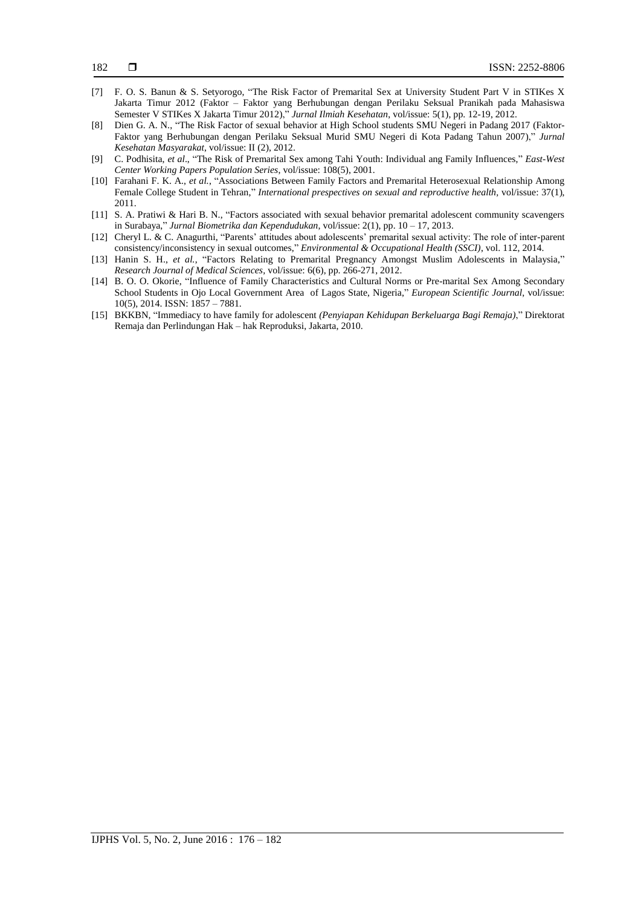[7] F. O. S. Banun & S. Setyorogo, "The Risk Factor of Premarital Sex at University Student Part V in STIKes X Jakarta Timur 2012 (Faktor – Faktor yang Berhubungan dengan Perilaku Seksual Pranikah pada Mahasiswa Semester V STIKes X Jakarta Timur 2012)," *Jurnal Ilmiah Kesehatan*, vol/issue: 5(1), pp. 12-19, 2012.

[8] Dien G. A. N., "The Risk Factor of sexual behavior at High School students SMU Negeri in Padang 2017 (Faktor-Faktor yang Berhubungan dengan Perilaku Seksual Murid SMU Negeri di Kota Padang Tahun 2007)," *Jurnal Kesehatan Masyarakat*, vol/issue: II (2), 2012.

[9] C. Podhisita, *et al*., "The Risk of Premarital Sex among Tahi Youth: Individual ang Family Influences," *East-West Center Working Papers Population Series*, vol/issue: 108(5), 2001.

[10] Farahani F. K. A., *et al.*, "Associations Between Family Factors and Premarital Heterosexual Relationship Among Female College Student in Tehran," *International prespectives on sexual and reproductive health*, vol/issue: 37(1), 2011.

[11] S. A. Pratiwi & Hari B. N., "Factors associated with sexual behavior premarital adolescent community scavengers in Surabaya," *Jurnal Biometrika dan Kependudukan*, vol/issue: 2(1), pp. 10 – 17, 2013.

[12] Cheryl L. & C. Anagurthi, "Parents' attitudes about adolescents' premarital sexual activity: The role of inter-parent consistency/inconsistency in sexual outcomes," *Environmental & Occupational Health (SSCI)*, vol. 112, 2014.

[13] Hanin S. H., *et al.*, "Factors Relating to Premarital Pregnancy Amongst Muslim Adolescents in Malaysia," *Research Journal of Medical Sciences*, vol/issue: 6(6), pp. 266-271, 2012.

[14] B. O. O. Okorie, "Influence of Family Characteristics and Cultural Norms or Pre-marital Sex Among Secondary School Students in Ojo Local Government Area of Lagos State, Nigeria," *European Scientific Journal*, vol/issue: 10(5), 2014. ISSN: 1857 – 7881.

[15] BKKBN, "Immediacy to have family for adolescent *(Penyiapan Kehidupan Berkeluarga Bagi Remaja)*," Direktorat Remaja dan Perlindungan Hak – hak Reproduksi, Jakarta, 2010.